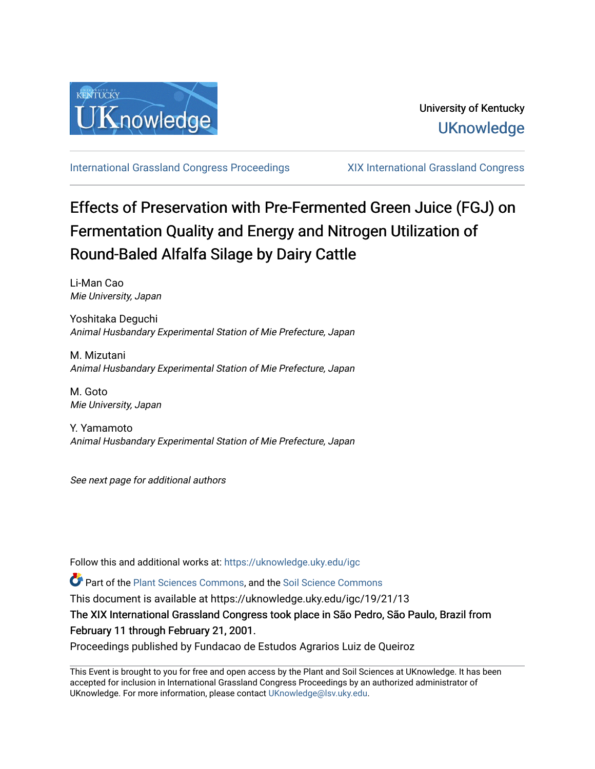University of Kentucky

UKnowledge

International Grassland Congress Proceedings

XIX International Grassland Congress

# Effects of Preservation with Pre-Fermented Green Juice (FGJ) on Fermentation Quality and Energy and Nitrogen Utilization of Round-Baled Alfalfa Silage by Dairy Cattle

Li-Man Cao
*Mie University, Japan*

Yoshitaka Deguchi
*Animal Husbandary Experimental Station of Mie Prefecture, Japan*

M. Mizutani
*Animal Husbandary Experimental Station of Mie Prefecture, Japan*

M. Goto
*Mie University, Japan*

Y. Yamamoto
*Animal Husbandary Experimental Station of Mie Prefecture, Japan*

*See next page for additional authors*

Follow this and additional works at: https://uknowledge.uky.edu/igc

Part of the Plant Sciences Commons, and the Soil Science Commons

This document is available at https://uknowledge.uky.edu/igc/19/21/13

The XIX International Grassland Congress took place in São Pedro, São Paulo, Brazil from February 11 through February 21, 2001.

Proceedings published by Fundacao de Estudos Agrarios Luiz de Queiroz

This Event is brought to you for free and open access by the Plant and Soil Sciences at UKnowledge. It has been accepted for inclusion in International Grassland Congress Proceedings by an authorized administrator of UKnowledge. For more information, please contact UKnowledge@lsv.uky.edu.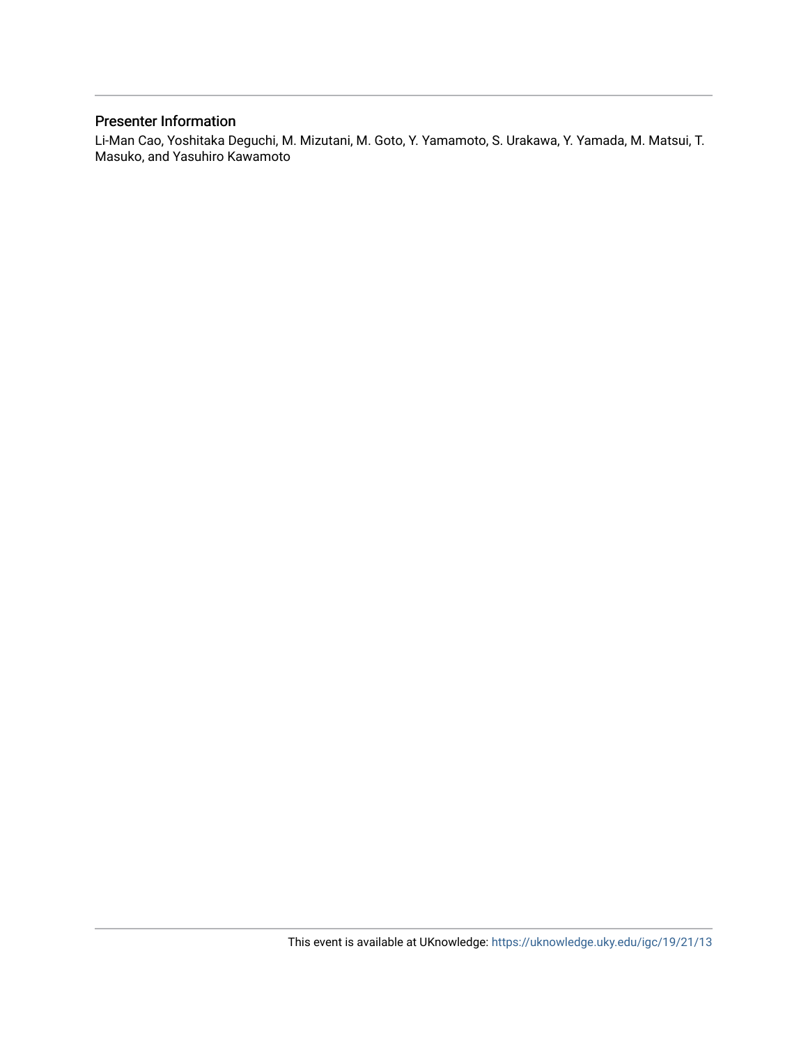## Presenter Information

Li-Man Cao, Yoshitaka Deguchi, M. Mizutani, M. Goto, Y. Yamamoto, S. Urakawa, Y. Yamada, M. Matsui, T. Masuko, and Yasuhiro Kawamoto

This event is available at UKnowledge: https://uknowledge.uky.edu/igc/19/21/13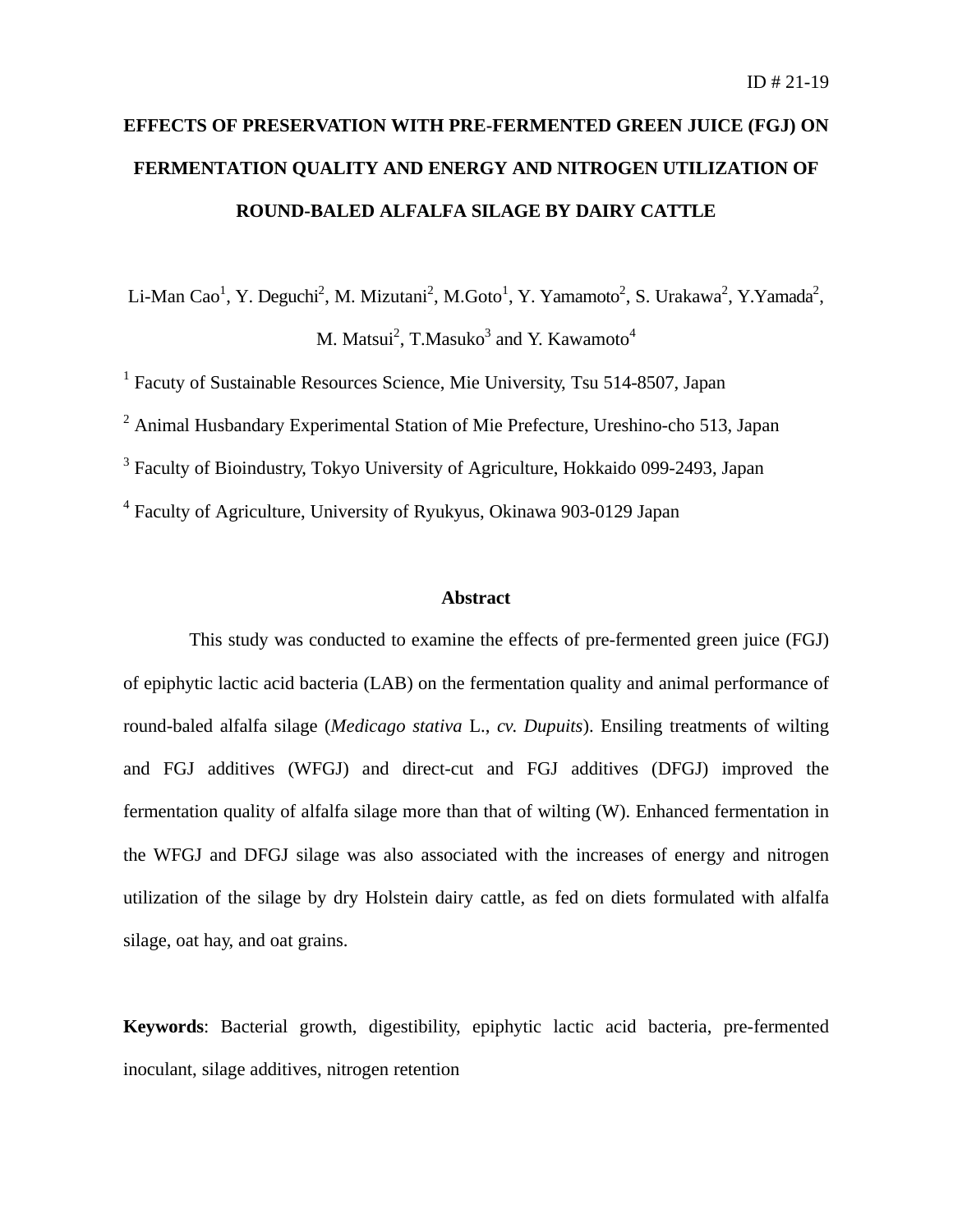ID # 21-19

# EFFECTS OF PRESERVATION WITH PRE-FERMENTED GREEN JUICE (FGJ) ON FERMENTATION QUALITY AND ENERGY AND NITROGEN UTILIZATION OF ROUND-BALED ALFALFA SILAGE BY DAIRY CATTLE

Li-Man Cao[1], Y. Deguchi[2], M. Mizutani[2], M.Goto[1], Y. Yamamoto[2], S. Urakawa[2], Y.Yamada[2], M. Matsui[2], T.Masuko[3] and Y. Kawamoto[4]

[1] Facuty of Sustainable Resources Science, Mie University, Tsu 514-8507, Japan

[2] Animal Husbandary Experimental Station of Mie Prefecture, Ureshino-cho 513, Japan

[3] Faculty of Bioindustry, Tokyo University of Agriculture, Hokkaido 099-2493, Japan

[4] Faculty of Agriculture, University of Ryukyus, Okinawa 903-0129 Japan

## Abstract

This study was conducted to examine the effects of pre-fermented green juice (FGJ) of epiphytic lactic acid bacteria (LAB) on the fermentation quality and animal performance of round-baled alfalfa silage (*Medicago stativa* L., *cv. Dupuits*). Ensiling treatments of wilting and FGJ additives (WFGJ) and direct-cut and FGJ additives (DFGJ) improved the fermentation quality of alfalfa silage more than that of wilting (W). Enhanced fermentation in the WFGJ and DFGJ silage was also associated with the increases of energy and nitrogen utilization of the silage by dry Holstein dairy cattle, as fed on diets formulated with alfalfa silage, oat hay, and oat grains.

**Keywords**: Bacterial growth, digestibility, epiphytic lactic acid bacteria, pre-fermented inoculant, silage additives, nitrogen retention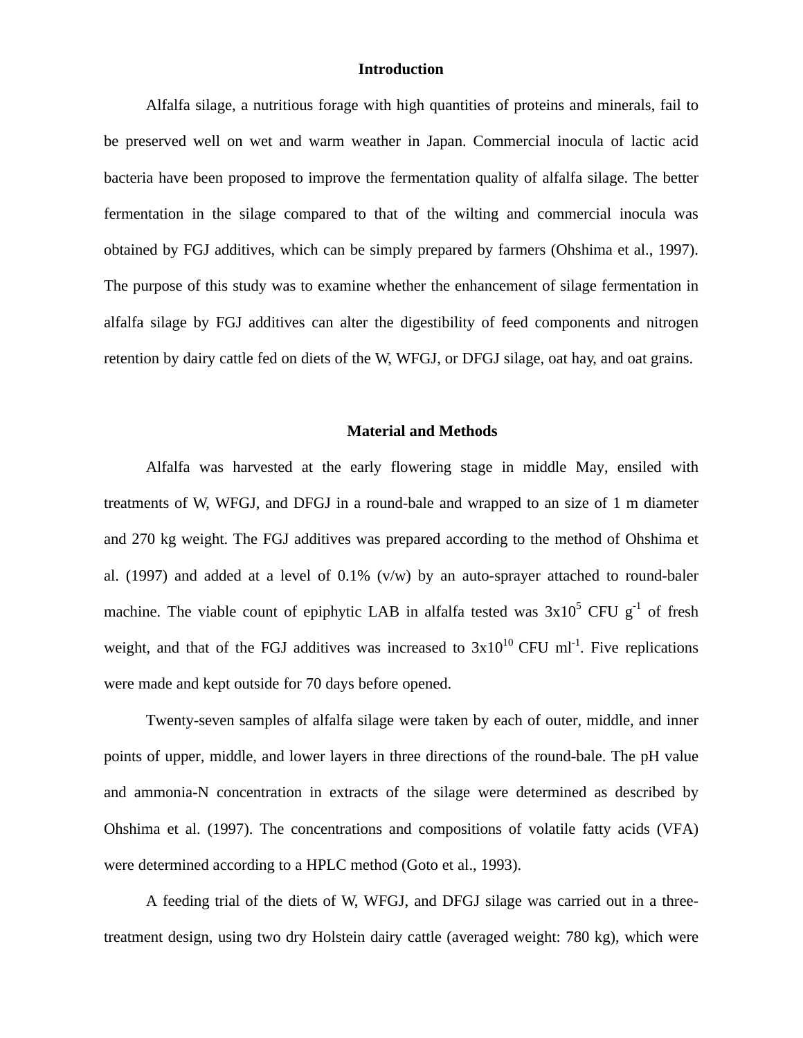## Introduction

Alfalfa silage, a nutritious forage with high quantities of proteins and minerals, fail to be preserved well on wet and warm weather in Japan. Commercial inocula of lactic acid bacteria have been proposed to improve the fermentation quality of alfalfa silage. The better fermentation in the silage compared to that of the wilting and commercial inocula was obtained by FGJ additives, which can be simply prepared by farmers (Ohshima et al., 1997). The purpose of this study was to examine whether the enhancement of silage fermentation in alfalfa silage by FGJ additives can alter the digestibility of feed components and nitrogen retention by dairy cattle fed on diets of the W, WFGJ, or DFGJ silage, oat hay, and oat grains.

## Material and Methods

Alfalfa was harvested at the early flowering stage in middle May, ensiled with treatments of W, WFGJ, and DFGJ in a round-bale and wrapped to an size of 1 m diameter and 270 kg weight. The FGJ additives was prepared according to the method of Ohshima et al. (1997) and added at a level of 0.1% (v/w) by an auto-sprayer attached to round-baler machine. The viable count of epiphytic LAB in alfalfa tested was $3x10^5$ CFU $g^{-1}$ of fresh weight, and that of the FGJ additives was increased to $3x10^{10}$ CFU $ml^{-1}$. Five replications were made and kept outside for 70 days before opened.

Twenty-seven samples of alfalfa silage were taken by each of outer, middle, and inner points of upper, middle, and lower layers in three directions of the round-bale. The pH value and ammonia-N concentration in extracts of the silage were determined as described by Ohshima et al. (1997). The concentrations and compositions of volatile fatty acids (VFA) were determined according to a HPLC method (Goto et al., 1993).

A feeding trial of the diets of W, WFGJ, and DFGJ silage was carried out in a three-treatment design, using two dry Holstein dairy cattle (averaged weight: 780 kg), which were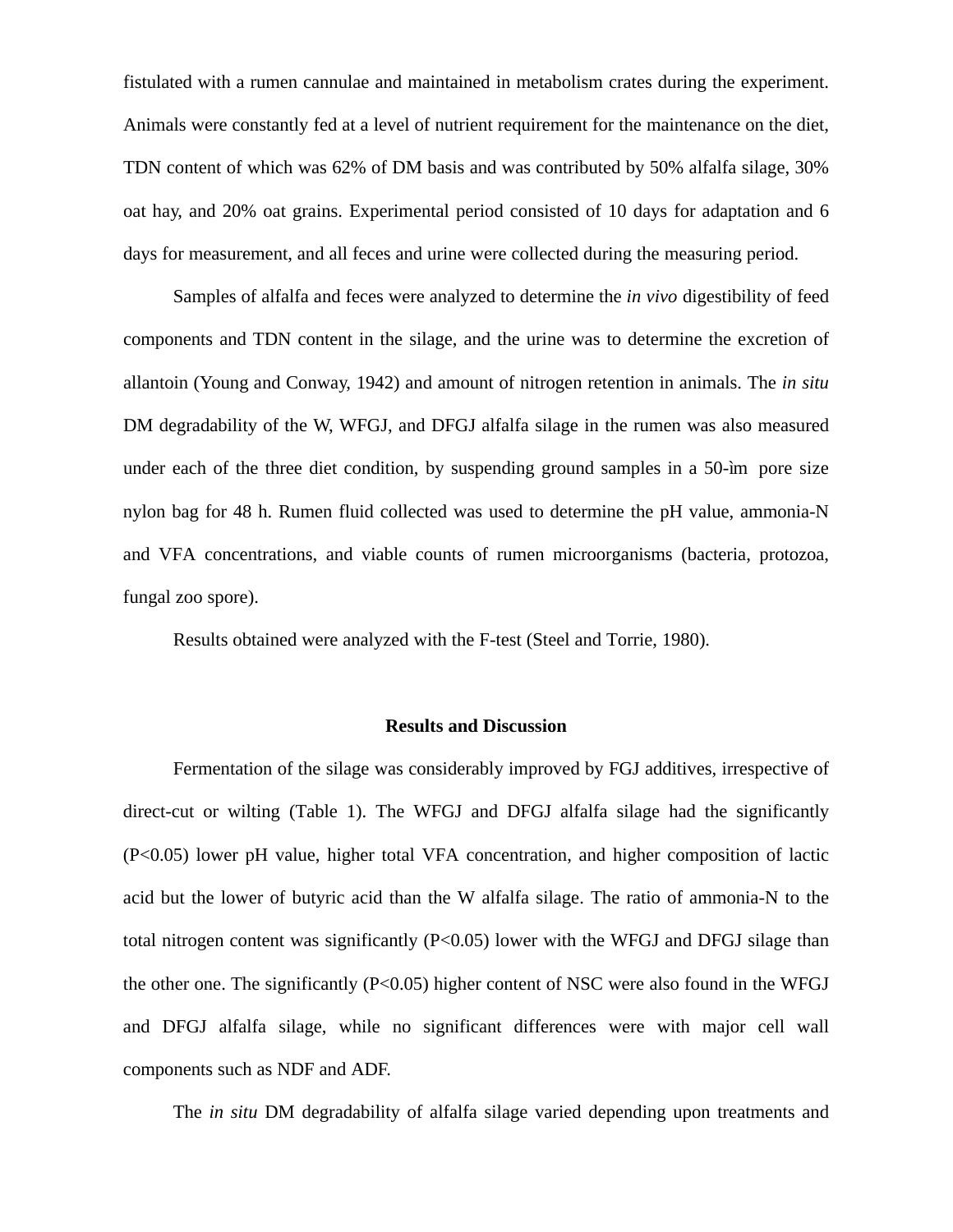fistulated with a rumen cannulae and maintained in metabolism crates during the experiment. Animals were constantly fed at a level of nutrient requirement for the maintenance on the diet, TDN content of which was 62% of DM basis and was contributed by 50% alfalfa silage, 30% oat hay, and 20% oat grains. Experimental period consisted of 10 days for adaptation and 6 days for measurement, and all feces and urine were collected during the measuring period.

Samples of alfalfa and feces were analyzed to determine the *in vivo* digestibility of feed components and TDN content in the silage, and the urine was to determine the excretion of allantoin (Young and Conway, 1942) and amount of nitrogen retention in animals. The *in situ* DM degradability of the W, WFGJ, and DFGJ alfalfa silage in the rumen was also measured under each of the three diet condition, by suspending ground samples in a 50-ìm pore size nylon bag for 48 h. Rumen fluid collected was used to determine the pH value, ammonia-N and VFA concentrations, and viable counts of rumen microorganisms (bacteria, protozoa, fungal zoo spore).

Results obtained were analyzed with the F-test (Steel and Torrie, 1980).

## Results and Discussion

Fermentation of the silage was considerably improved by FGJ additives, irrespective of direct-cut or wilting (Table 1). The WFGJ and DFGJ alfalfa silage had the significantly ($P<0.05$) lower pH value, higher total VFA concentration, and higher composition of lactic acid but the lower of butyric acid than the W alfalfa silage. The ratio of ammonia-N to the total nitrogen content was significantly ($P<0.05$) lower with the WFGJ and DFGJ silage than the other one. The significantly ($P<0.05$) higher content of NSC were also found in the WFGJ and DFGJ alfalfa silage, while no significant differences were with major cell wall components such as NDF and ADF.

The *in situ* DM degradability of alfalfa silage varied depending upon treatments and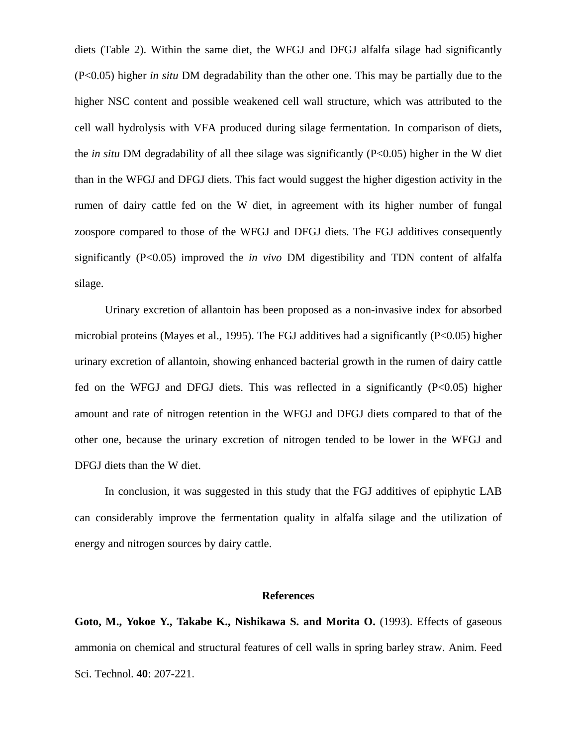diets (Table 2). Within the same diet, the WFGJ and DFGJ alfalfa silage had significantly (P<0.05) higher *in situ* DM degradability than the other one. This may be partially due to the higher NSC content and possible weakened cell wall structure, which was attributed to the cell wall hydrolysis with VFA produced during silage fermentation. In comparison of diets, the *in situ* DM degradability of all thee silage was significantly (P<0.05) higher in the W diet than in the WFGJ and DFGJ diets. This fact would suggest the higher digestion activity in the rumen of dairy cattle fed on the W diet, in agreement with its higher number of fungal zoospore compared to those of the WFGJ and DFGJ diets. The FGJ additives consequently significantly (P<0.05) improved the *in vivo* DM digestibility and TDN content of alfalfa silage.

Urinary excretion of allantoin has been proposed as a non-invasive index for absorbed microbial proteins (Mayes et al., 1995). The FGJ additives had a significantly (P<0.05) higher urinary excretion of allantoin, showing enhanced bacterial growth in the rumen of dairy cattle fed on the WFGJ and DFGJ diets. This was reflected in a significantly (P<0.05) higher amount and rate of nitrogen retention in the WFGJ and DFGJ diets compared to that of the other one, because the urinary excretion of nitrogen tended to be lower in the WFGJ and DFGJ diets than the W diet.

In conclusion, it was suggested in this study that the FGJ additives of epiphytic LAB can considerably improve the fermentation quality in alfalfa silage and the utilization of energy and nitrogen sources by dairy cattle.

## References

**Goto, M., Yokoe Y., Takabe K., Nishikawa S. and Morita O.** (1993). Effects of gaseous ammonia on chemical and structural features of cell walls in spring barley straw. Anim. Feed Sci. Technol. **40**: 207-221.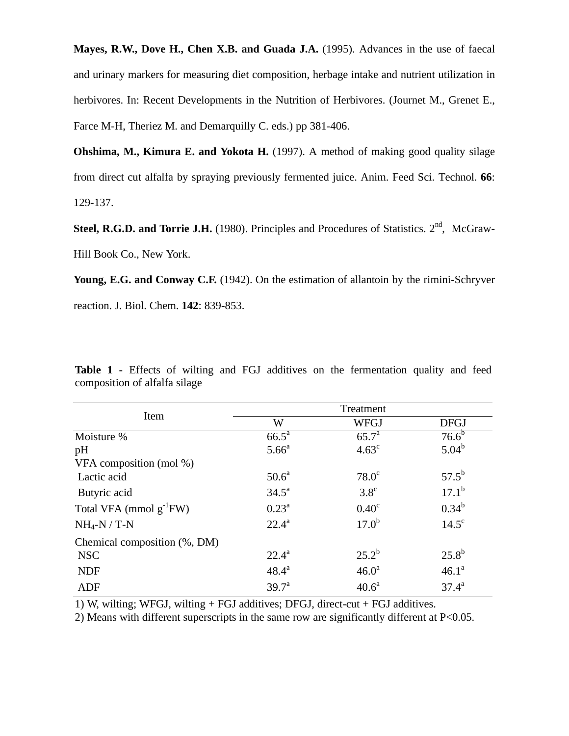**Mayes, R.W., Dove H., Chen X.B. and Guada J.A.** (1995). Advances in the use of faecal and urinary markers for measuring diet composition, herbage intake and nutrient utilization in herbivores. In: Recent Developments in the Nutrition of Herbivores. (Journet M., Grenet E., Farce M-H, Theriez M. and Demarquilly C. eds.) pp 381-406.

**Ohshima, M., Kimura E. and Yokota H.** (1997). A method of making good quality silage from direct cut alfalfa by spraying previously fermented juice. Anim. Feed Sci. Technol. **66**: 129-137.

**Steel, R.G.D. and Torrie J.H.** (1980). Principles and Procedures of Statistics. 2nd, McGraw-Hill Book Co., New York.

**Young, E.G. and Conway C.F.** (1942). On the estimation of allantoin by the rimini-Schryver reaction. J. Biol. Chem. **142**: 839-853.

**Table 1 -** Effects of wilting and FGJ additives on the fermentation quality and feed composition of alfalfa silage

| Item | Treatment | | |
|---|---|---|---|
| | W | WFGJ | DFGJ |
| Moisture % | 66.5[a] | 65.7[a] | 76.6[b] |
| pH | 5.66[a] | 4.63[c] | 5.04[b] |
| VFA composition (mol %) | | | |
| Lactic acid | 50.6[a] | 78.0[c] | 57.5[b] |
| Butyric acid | 34.5[a] | 3.8[c] | 17.1[b] |
| Total VFA (mmol $g^{-1}$FW) | 0.23[a] | 0.40[c] | 0.34[b] |
| $NH_4$-N / T-N | 22.4[a] | 17.0[b] | 14.5[c] |
| Chemical composition (%, DM) | | | |
| NSC | 22.4[a] | 25.2[b] | 25.8[b] |
| NDF | 48.4[a] | 46.0[a] | 46.1[a] |
| ADF | 39.7[a] | 40.6[a] | 37.4[a] |

1) W, wilting; WFGJ, wilting + FGJ additives; DFGJ, direct-cut + FGJ additives.

2) Means with different superscripts in the same row are significantly different at $P<0.05$.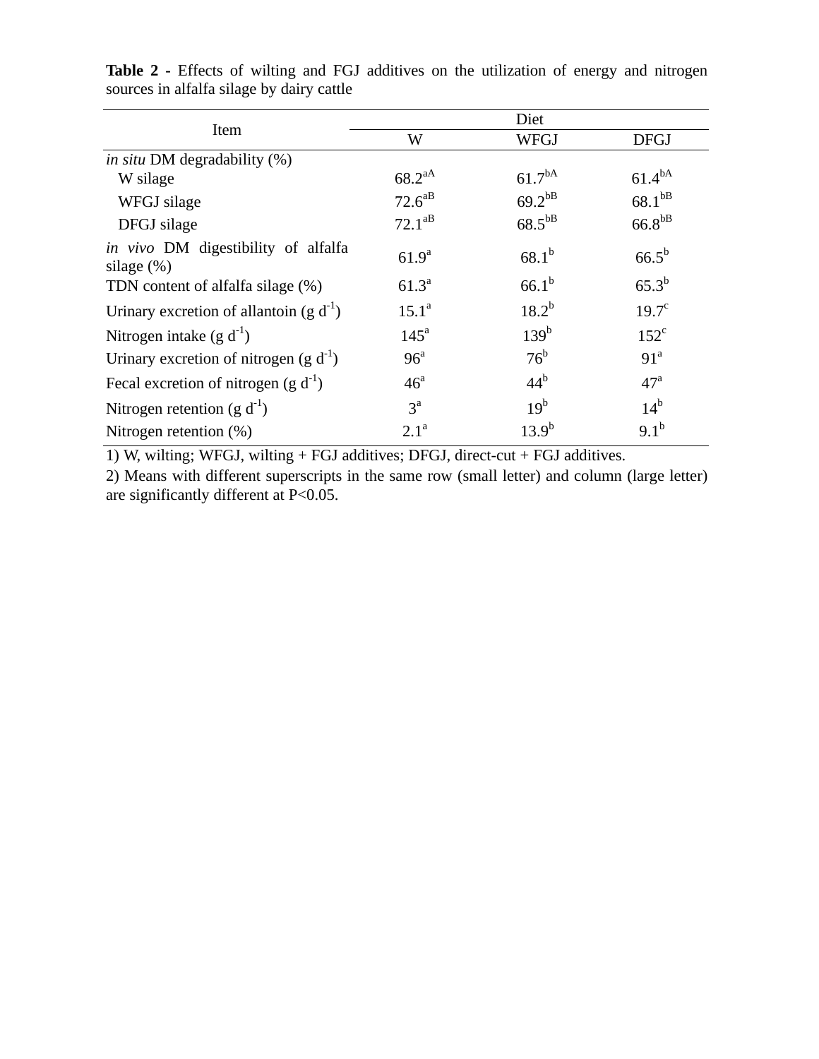**Table 2 -** Effects of wilting and FGJ additives on the utilization of energy and nitrogen sources in alfalfa silage by dairy cattle

| Item | Diet | | |
|---|---|---|---|
| | W | WFGJ | DFGJ |
| *in situ* DM degradability (%) | | | |
| W silage | 68.2[aA] | 61.7[bA] | 61.4[bA] |
| WFGJ silage | 72.6[aB] | 69.2[bB] | 68.1[bB] |
| DFGJ silage | 72.1[aB] | 68.5[bB] | 66.8[bB] |
| *in vivo* DM digestibility of alfalfa silage (%) | 61.9[a] | 68.1[b] | 66.5[b] |
| TDN content of alfalfa silage (%) | 61.3[a] | 66.1[b] | 65.3[b] |
| Urinary excretion of allantoin (g $d^{-1}$) | 15.1[a] | 18.2[b] | 19.7[c] |
| Nitrogen intake (g $d^{-1}$) | 145[a] | 139[b] | 152[c] |
| Urinary excretion of nitrogen (g $d^{-1}$) | 96[a] | 76[b] | 91[a] |
| Fecal excretion of nitrogen (g $d^{-1}$) | 46[a] | 44[b] | 47[a] |
| Nitrogen retention (g $d^{-1}$) | 3[a] | 19[b] | 14[b] |
| Nitrogen retention (%) | 2.1[a] | 13.9[b] | 9.1[b] |

1) W, wilting; WFGJ, wilting + FGJ additives; DFGJ, direct-cut + FGJ additives.

2) Means with different superscripts in the same row (small letter) and column (large letter) are significantly different at $P<0.05$.